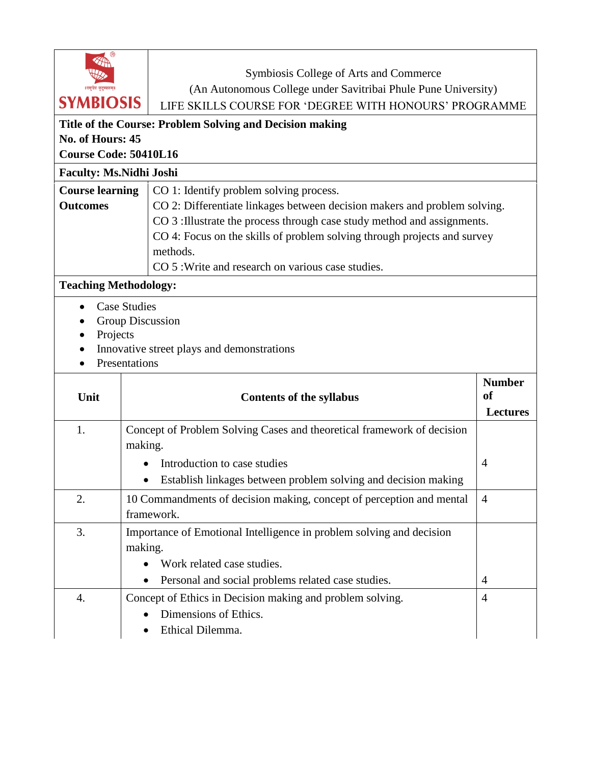Symbiosis College of Arts and Commerce
(An Autonomous College under Savitribai Phule Pune University)
LIFE SKILLS COURSE FOR 'DEGREE WITH HONOURS' PROGRAMME

**Title of the Course: Problem Solving and Decision making**
**No. of Hours: 45**
**Course Code: 50410L16**

**Faculty: Ms.Nidhi Joshi**

| **Course learning Outcomes** | CO 1: Identify problem solving process.<br>CO 2: Differentiate linkages between decision makers and problem solving.<br>CO 3 :Illustrate the process through case study method and assignments.<br>CO 4: Focus on the skills of problem solving through projects and survey methods.<br>CO 5 :Write and research on various case studies. |
|---|---|

**Teaching Methodology:**

- Case Studies
- Group Discussion
- Projects
- Innovative street plays and demonstrations
- Presentations

| Unit | Contents of the syllabus | Number of Lectures |
|---|---|---|
| 1. | Concept of Problem Solving Cases and theoretical framework of decision making.<br>• Introduction to case studies<br>• Establish linkages between problem solving and decision making | 4 |
| 2. | 10 Commandments of decision making, concept of perception and mental framework. | 4 |
| 3. | Importance of Emotional Intelligence in problem solving and decision making.<br>• Work related case studies.<br>• Personal and social problems related case studies. | 4 |
| 4. | Concept of Ethics in Decision making and problem solving.<br>• Dimensions of Ethics.<br>• Ethical Dilemma. | 4 |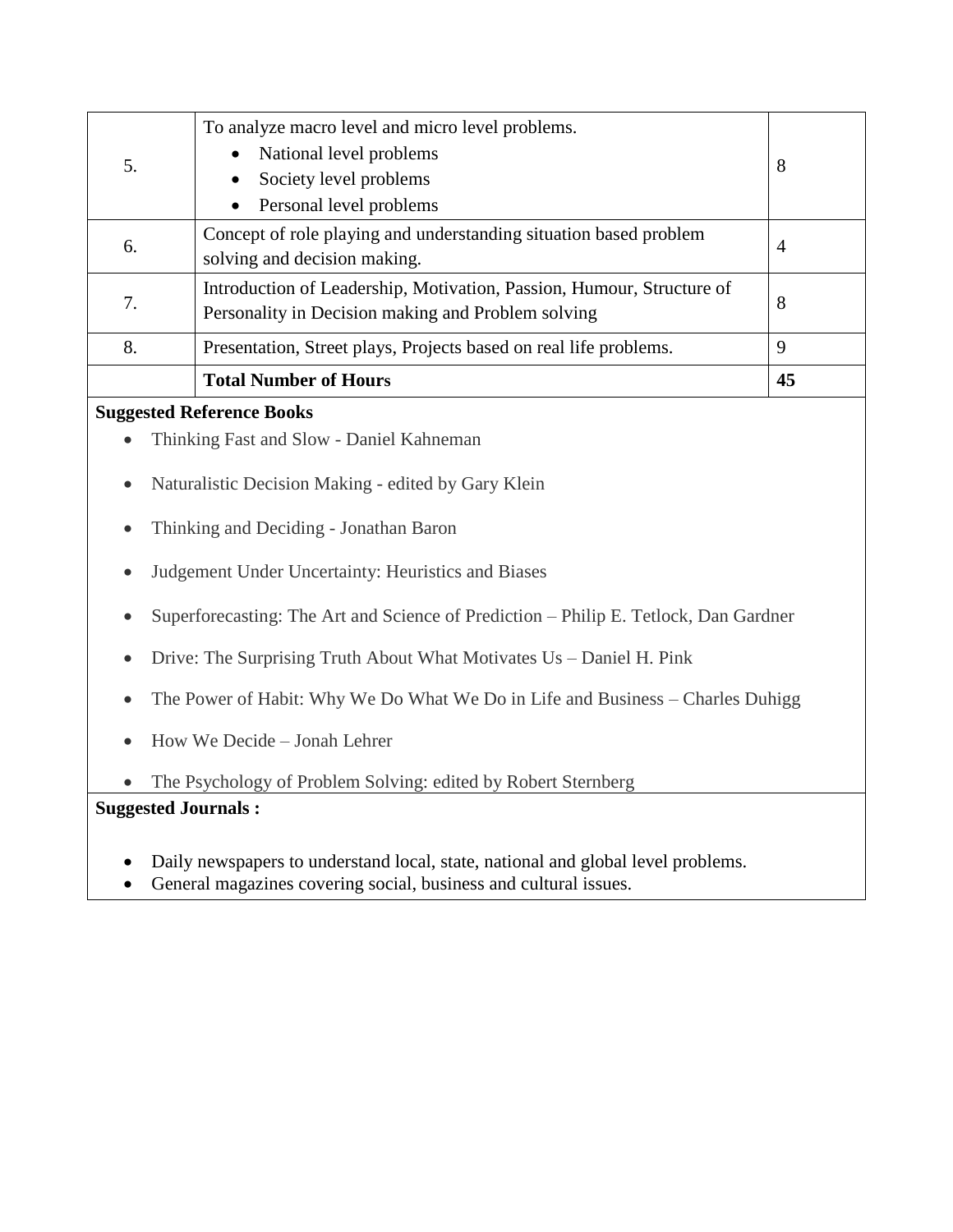| | | |
|---|---|---|
| 5. | To analyze macro level and micro level problems.<br>• National level problems<br>• Society level problems<br>• Personal level problems | 8 |
| 6. | Concept of role playing and understanding situation based problem solving and decision making. | 4 |
| 7. | Introduction of Leadership, Motivation, Passion, Humour, Structure of Personality in Decision making and Problem solving | 8 |
| 8. | Presentation, Street plays, Projects based on real life problems. | 9 |
| | **Total Number of Hours** | **45** |

**Suggested Reference Books**

- Thinking Fast and Slow - Daniel Kahneman
- Naturalistic Decision Making - edited by Gary Klein
- Thinking and Deciding - Jonathan Baron
- Judgement Under Uncertainty: Heuristics and Biases
- Superforecasting: The Art and Science of Prediction – Philip E. Tetlock, Dan Gardner
- Drive: The Surprising Truth About What Motivates Us – Daniel H. Pink
- The Power of Habit: Why We Do What We Do in Life and Business – Charles Duhigg
- How We Decide – Jonah Lehrer
- The Psychology of Problem Solving: edited by Robert Sternberg

**Suggested Journals :**

- Daily newspapers to understand local, state, national and global level problems.
- General magazines covering social, business and cultural issues.